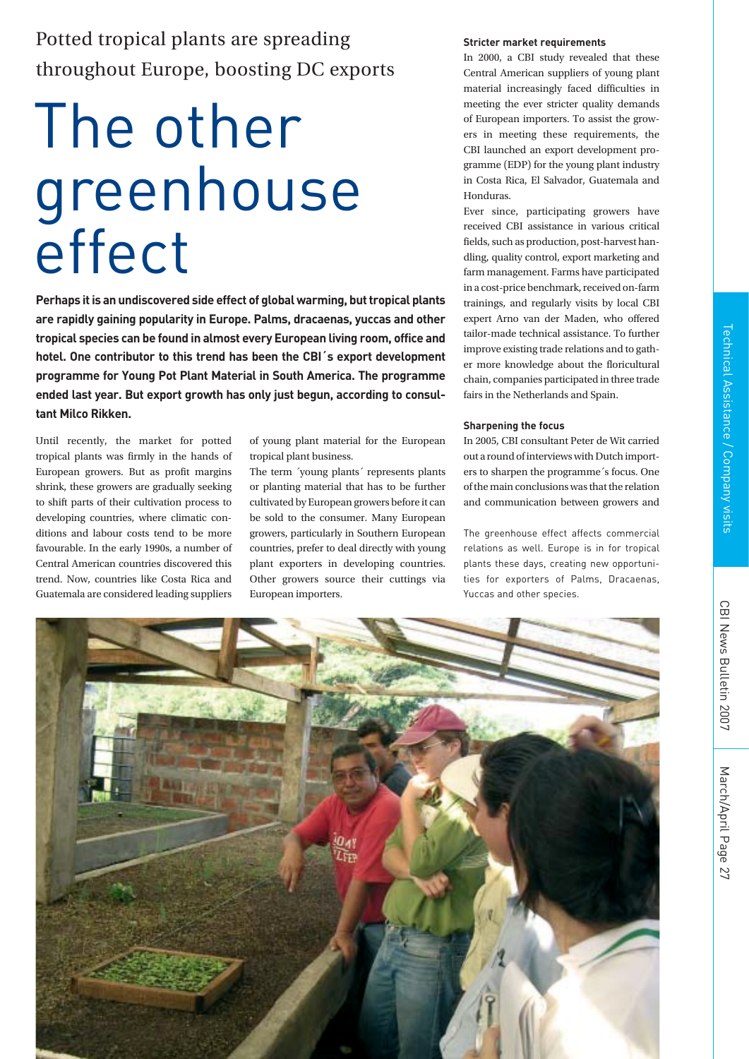Potted tropical plants are spreading throughout Europe, boosting DC exports

# The other greenhouse effect

**Perhaps it is an undiscovered side effect of global warming, but tropical plants are rapidly gaining popularity in Europe. Palms, dracaenas, yuccas and other tropical species can be found in almost every European living room, office and hotel. One contributor to this trend has been the CBI´s export development programme for Young Pot Plant Material in South America. The programme ended last year. But export growth has only just begun, according to consultant Milco Rikken.**

Until recently, the market for potted tropical plants was firmly in the hands of European growers. But as profit margins shrink, these growers are gradually seeking to shift parts of their cultivation process to developing countries, where climatic conditions and labour costs tend to be more favourable. In the early 1990s, a number of Central American countries discovered this trend. Now, countries like Costa Rica and Guatemala are considered leading suppliers of young plant material for the European tropical plant business.

The term ´young plants´ represents plants or planting material that has to be further cultivated by European growers before it can be sold to the consumer. Many European growers, particularly in Southern European countries, prefer to deal directly with young plant exporters in developing countries. Other growers source their cuttings via European importers.

### Stricter market requirements

In 2000, a CBI study revealed that these Central American suppliers of young plant material increasingly faced difficulties in meeting the ever stricter quality demands of European importers. To assist the growers in meeting these requirements, the CBI launched an export development programme (EDP) for the young plant industry in Costa Rica, El Salvador, Guatemala and Honduras.

Ever since, participating growers have received CBI assistance in various critical fields, such as production, post-harvest handling, quality control, export marketing and farm management. Farms have participated in a cost-price benchmark, received on-farm trainings, and regularly visits by local CBI expert Arno van der Maden, who offered tailor-made technical assistance. To further improve existing trade relations and to gather more knowledge about the floricultural chain, companies participated in three trade fairs in the Netherlands and Spain.

### Sharpening the focus

In 2005, CBI consultant Peter de Wit carried out a round of interviews with Dutch importers to sharpen the programme´s focus. One of the main conclusions was that the relation and communication between growers and

The greenhouse effect affects commercial relations as well. Europe is in for tropical plants these days, creating new opportunities for exporters of Palms, Dracaenas, Yuccas and other species.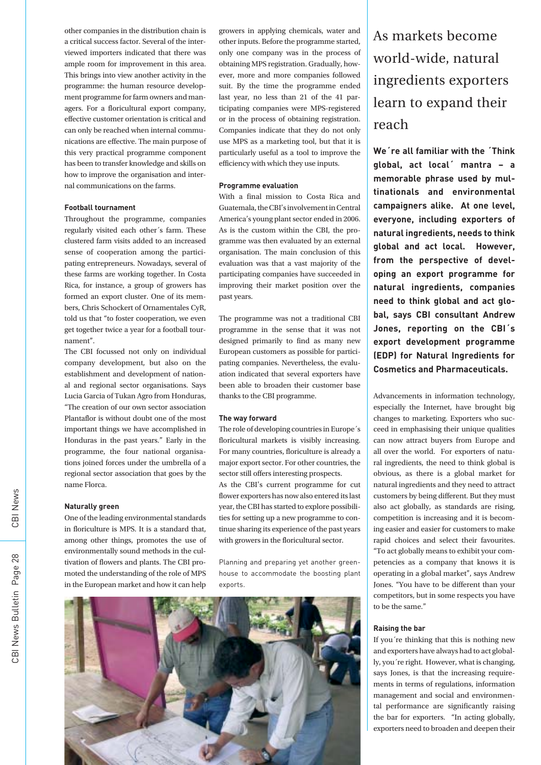other companies in the distribution chain is a critical success factor. Several of the interviewed importers indicated that there was ample room for improvement in this area. This brings into view another activity in the programme: the human resource development programme for farm owners and managers. For a floricultural export company, effective customer orientation is critical and can only be reached when internal communications are effective. The main purpose of this very practical programme component has been to transfer knowledge and skills on how to improve the organisation and internal communications on the farms.

#### Football tournament

Throughout the programme, companies regularly visited each other´s farm. These clustered farm visits added to an increased sense of cooperation among the participating entrepreneurs. Nowadays, several of these farms are working together. In Costa Rica, for instance, a group of growers has formed an export cluster. One of its members, Chris Schockert of Ornamentales CyR, told us that "to foster cooperation, we even get together twice a year for a football tournament".

The CBI focussed not only on individual company development, but also on the establishment and development of national and regional sector organisations. Says Lucia Garcia of Tukan Agro from Honduras, "The creation of our own sector association Plantaflor is without doubt one of the most important things we have accomplished in Honduras in the past years." Early in the programme, the four national organisations joined forces under the umbrella of a regional sector association that goes by the name Florca.

#### Naturally green

One of the leading environmental standards in floriculture is MPS. It is a standard that, among other things, promotes the use of environmentally sound methods in the cultivation of flowers and plants. The CBI promoted the understanding of the role of MPS in the European market and how it can help growers in applying chemicals, water and other inputs. Before the programme started, only one company was in the process of obtaining MPS registration. Gradually, however, more and more companies followed suit. By the time the programme ended last year, no less than 21 of the 41 participating companies were MPS-registered or in the process of obtaining registration. Companies indicate that they do not only use MPS as a marketing tool, but that it is particularly useful as a tool to improve the efficiency with which they use inputs.

#### Programme evaluation

With a final mission to Costa Rica and Guatemala, the CBI's involvement in Central America's young plant sector ended in 2006. As is the custom within the CBI, the programme was then evaluated by an external organisation. The main conclusion of this evaluation was that a vast majority of the participating companies have succeeded in improving their market position over the past years.

The programme was not a traditional CBI programme in the sense that it was not designed primarily to find as many new European customers as possible for participating companies. Nevertheless, the evaluation indicated that several exporters have been able to broaden their customer base thanks to the CBI programme.

#### The way forward

The role of developing countries in Europe´s floricultural markets is visibly increasing. For many countries, floriculture is already a major export sector. For other countries, the sector still offers interesting prospects.

As the CBI's current programme for cut flower exporters has now also entered its last year, the CBI has started to explore possibilities for setting up a new programme to continue sharing its experience of the past years with growers in the floricultural sector.

Planning and preparing yet another greenhouse to accommodate the boosting plant exports.

# As markets become world-wide, natural ingredients exporters learn to expand their reach

**We´re all familiar with the ´Think global, act local´ mantra – a memorable phrase used by multinationals and environmental campaigners alike. At one level, everyone, including exporters of natural ingredients, needs to think global and act local. However, from the perspective of developing an export programme for natural ingredients, companies need to think global and act global, says CBI consultant Andrew Jones, reporting on the CBI´s export development programme (EDP) for Natural Ingredients for Cosmetics and Pharmaceuticals.**

Advancements in information technology, especially the Internet, have brought big changes to marketing. Exporters who succeed in emphasising their unique qualities can now attract buyers from Europe and all over the world. For exporters of natural ingredients, the need to think global is obvious, as there is a global market for natural ingredients and they need to attract customers by being different. But they must also act globally, as standards are rising, competition is increasing and it is becoming easier and easier for customers to make rapid choices and select their favourites. "To act globally means to exhibit your competencies as a company that knows it is operating in a global market", says Andrew Jones. "You have to be different than your competitors, but in some respects you have to be the same."

#### Raising the bar

If you´re thinking that this is nothing new and exporters have always had to act globally, you´re right. However, what is changing, says Jones, is that the increasing requirements in terms of regulations, information management and social and environmental performance are significantly raising the bar for exporters. "In acting globally, exporters need to broaden and deepen their